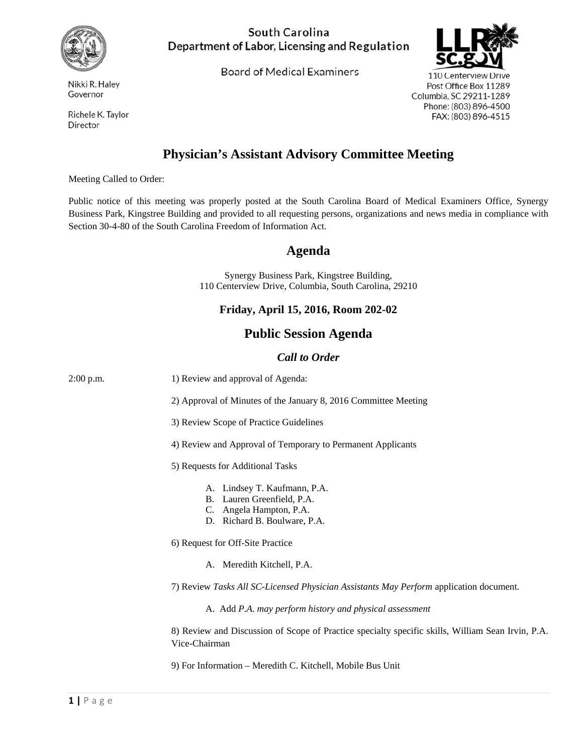South Carolina
Department of Labor, Licensing and Regulation

Board of Medical Examiners

Nikki R. Haley
Governor

Richele K. Taylor
Director

110 Centerview Drive
Post Office Box 11289
Columbia, SC 29211-1289
Phone: (803) 896-4500
FAX: (803) 896-4515

# Physician's Assistant Advisory Committee Meeting

Meeting Called to Order:

Public notice of this meeting was properly posted at the South Carolina Board of Medical Examiners Office, Synergy Business Park, Kingstree Building and provided to all requesting persons, organizations and news media in compliance with Section 30-4-80 of the South Carolina Freedom of Information Act.

## Agenda

Synergy Business Park, Kingstree Building,
110 Centerview Drive, Columbia, South Carolina, 29210

### Friday, April 15, 2016, Room 202-02

## Public Session Agenda

### *Call to Order*

2:00 p.m.

1) Review and approval of Agenda:

2) Approval of Minutes of the January 8, 2016 Committee Meeting

3) Review Scope of Practice Guidelines

4) Review and Approval of Temporary to Permanent Applicants

5) Requests for Additional Tasks

   A. Lindsey T. Kaufmann, P.A.
   B. Lauren Greenfield, P.A.
   C. Angela Hampton, P.A.
   D. Richard B. Boulware, P.A.

6) Request for Off-Site Practice

   A. Meredith Kitchell, P.A.

7) Review *Tasks All SC-Licensed Physician Assistants May Perform* application document.

   A. Add *P.A. may perform history and physical assessment*

8) Review and Discussion of Scope of Practice specialty specific skills, William Sean Irvin, P.A. Vice-Chairman

9) For Information – Meredith C. Kitchell, Mobile Bus Unit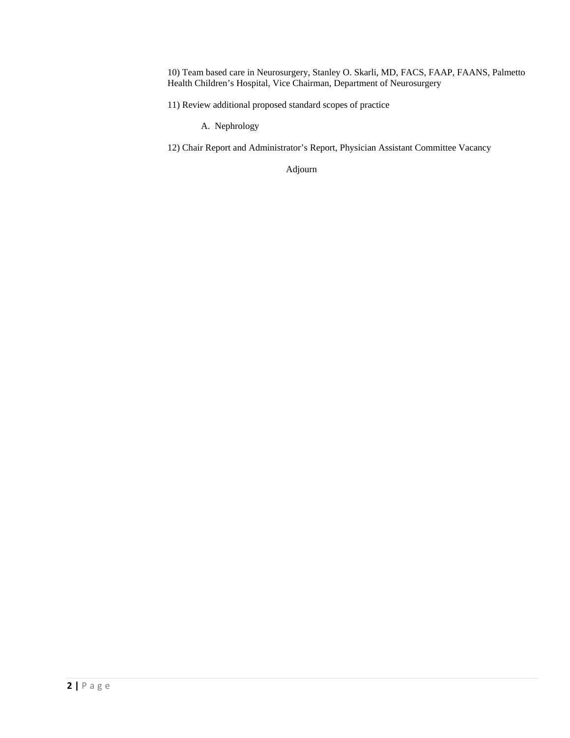10) Team based care in Neurosurgery, Stanley O. Skarli, MD, FACS, FAAP, FAANS, Palmetto Health Children's Hospital, Vice Chairman, Department of Neurosurgery

11) Review additional proposed standard scopes of practice

   A. Nephrology

12) Chair Report and Administrator's Report, Physician Assistant Committee Vacancy

Adjourn